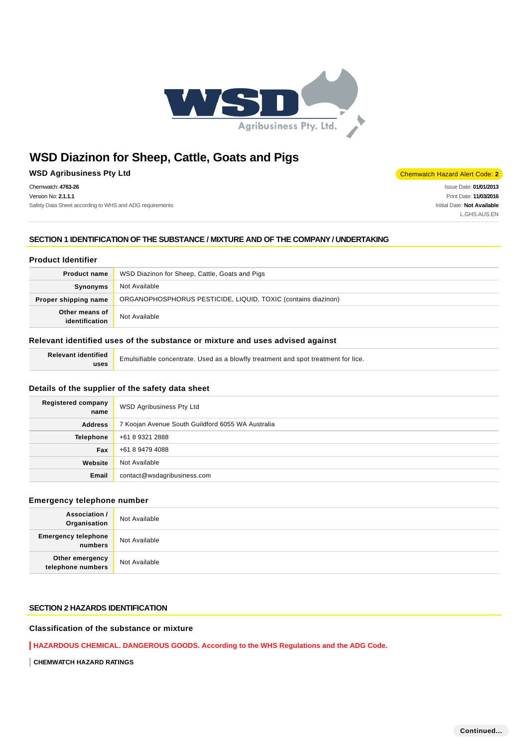# WSD Diazinon for Sheep, Cattle, Goats and Pigs

**WSD Agribusiness Pty Ltd**

Chemwatch Hazard Alert Code: **2**

Chemwatch: **4763-26**
Version No: **2.1.1.1**
Safety Data Sheet according to WHS and ADG requirements

Issue Date: **01/01/2013**
Print Date: **11/03/2016**
Initial Date: **Not Available**
L.GHS.AUS.EN

## SECTION 1 IDENTIFICATION OF THE SUBSTANCE / MIXTURE AND OF THE COMPANY / UNDERTAKING

### Product Identifier

| | |
|---|---|
| **Product name** | WSD Diazinon for Sheep, Cattle, Goats and Pigs |
| **Synonyms** | Not Available |
| **Proper shipping name** | ORGANOPHOSPHORUS PESTICIDE, LIQUID, TOXIC (contains diazinon) |
| **Other means of identification** | Not Available |

### Relevant identified uses of the substance or mixture and uses advised against

| | |
|---|---|
| **Relevant identified uses** | Emulsifiable concentrate. Used as a blowfly treatment and spot treatment for lice. |

### Details of the supplier of the safety data sheet

| | |
|---|---|
| **Registered company name** | WSD Agribusiness Pty Ltd |
| **Address** | 7 Koojan Avenue South Guildford 6055 WA Australia |
| **Telephone** | +61 8 9321 2888 |
| **Fax** | +61 8 9479 4088 |
| **Website** | Not Available |
| **Email** | contact@wsdagribusiness.com |

### Emergency telephone number

| | |
|---|---|
| **Association / Organisation** | Not Available |
| **Emergency telephone numbers** | Not Available |
| **Other emergency telephone numbers** | Not Available |

## SECTION 2 HAZARDS IDENTIFICATION

### Classification of the substance or mixture

**HAZARDOUS CHEMICAL. DANGEROUS GOODS. According to the WHS Regulations and the ADG Code.**

**CHEMWATCH HAZARD RATINGS**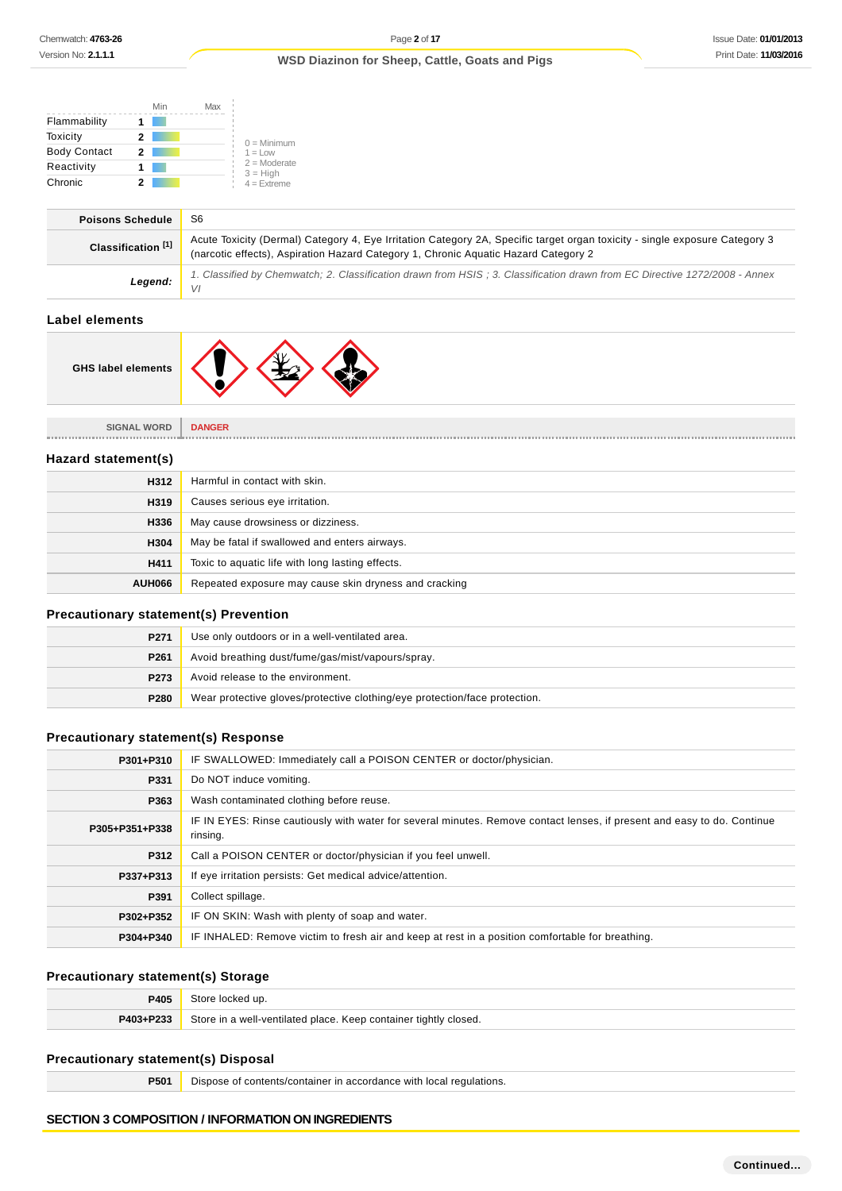| | | Min | Max |
|---|---|---|---|
| Flammability | 1 | | |
| Toxicity | 2 | | |
| Body Contact | 2 | | |
| Reactivity | 1 | | |
| Chronic | 2 | | |

0 = Minimum
1 = Low
2 = Moderate
3 = High
4 = Extreme

| | |
|---|---|
| **Poisons Schedule** | S6 |
| **Classification [1]** | Acute Toxicity (Dermal) Category 4, Eye Irritation Category 2A, Specific target organ toxicity - single exposure Category 3 (narcotic effects), Aspiration Hazard Category 1, Chronic Aquatic Hazard Category 2 |
| ***Legend:*** | *1. Classified by Chemwatch; 2. Classification drawn from HSIS ; 3. Classification drawn from EC Directive 1272/2008 - Annex VI* |

## Label elements

| | |
|---|---|
| **GHS label elements** | |

| | |
|---|---|
| SIGNAL WORD | **DANGER** |

## Hazard statement(s)

| | |
|---|---|
| **H312** | Harmful in contact with skin. |
| **H319** | Causes serious eye irritation. |
| **H336** | May cause drowsiness or dizziness. |
| **H304** | May be fatal if swallowed and enters airways. |
| **H411** | Toxic to aquatic life with long lasting effects. |
| **AUH066** | Repeated exposure may cause skin dryness and cracking |

## Precautionary statement(s) Prevention

| | |
|---|---|
| **P271** | Use only outdoors or in a well-ventilated area. |
| **P261** | Avoid breathing dust/fume/gas/mist/vapours/spray. |
| **P273** | Avoid release to the environment. |
| **P280** | Wear protective gloves/protective clothing/eye protection/face protection. |

## Precautionary statement(s) Response

| | |
|---|---|
| **P301+P310** | IF SWALLOWED: Immediately call a POISON CENTER or doctor/physician. |
| **P331** | Do NOT induce vomiting. |
| **P363** | Wash contaminated clothing before reuse. |
| **P305+P351+P338** | IF IN EYES: Rinse cautiously with water for several minutes. Remove contact lenses, if present and easy to do. Continue rinsing. |
| **P312** | Call a POISON CENTER or doctor/physician if you feel unwell. |
| **P337+P313** | If eye irritation persists: Get medical advice/attention. |
| **P391** | Collect spillage. |
| **P302+P352** | IF ON SKIN: Wash with plenty of soap and water. |
| **P304+P340** | IF INHALED: Remove victim to fresh air and keep at rest in a position comfortable for breathing. |

## Precautionary statement(s) Storage

| | |
|---|---|
| **P405** | Store locked up. |
| **P403+P233** | Store in a well-ventilated place. Keep container tightly closed. |

## Precautionary statement(s) Disposal

| | |
|---|---|
| **P501** | Dispose of contents/container in accordance with local regulations. |

## SECTION 3 COMPOSITION / INFORMATION ON INGREDIENTS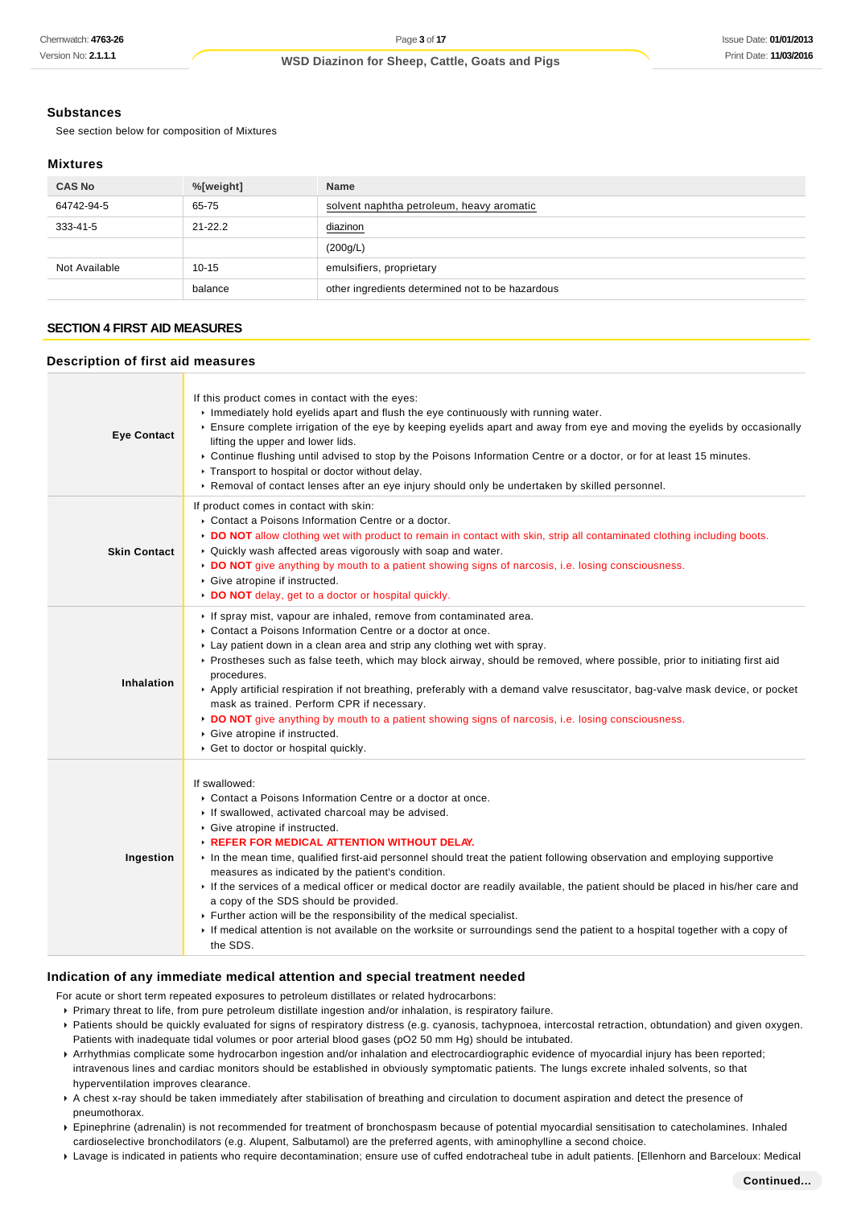### Substances

See section below for composition of Mixtures

### Mixtures

| CAS No | %[weight] | Name |
|---|---|---|
| 64742-94-5 | 65-75 | solvent naphtha petroleum, heavy aromatic |
| 333-41-5 | 21-22.2 | diazinon |
| | | (200g/L) |
| Not Available | 10-15 | emulsifiers, proprietary |
| | balance | other ingredients determined not to be hazardous |

## SECTION 4 FIRST AID MEASURES

### Description of first aid measures

| | |
|---|---|
| **Eye Contact** | If this product comes in contact with the eyes:<br>▸ Immediately hold eyelids apart and flush the eye continuously with running water.<br>▸ Ensure complete irrigation of the eye by keeping eyelids apart and away from eye and moving the eyelids by occasionally lifting the upper and lower lids.<br>▸ Continue flushing until advised to stop by the Poisons Information Centre or a doctor, or for at least 15 minutes.<br>▸ Transport to hospital or doctor without delay.<br>▸ Removal of contact lenses after an eye injury should only be undertaken by skilled personnel. |
| **Skin Contact** | If product comes in contact with skin:<br>▸ Contact a Poisons Information Centre or a doctor.<br>▸ **DO NOT** allow clothing wet with product to remain in contact with skin, strip all contaminated clothing including boots.<br>▸ Quickly wash affected areas vigorously with soap and water.<br>▸ **DO NOT** give anything by mouth to a patient showing signs of narcosis, i.e. losing consciousness.<br>▸ Give atropine if instructed.<br>▸ **DO NOT** delay, get to a doctor or hospital quickly. |
| **Inhalation** | ▸ If spray mist, vapour are inhaled, remove from contaminated area.<br>▸ Contact a Poisons Information Centre or a doctor at once.<br>▸ Lay patient down in a clean area and strip any clothing wet with spray.<br>▸ Prostheses such as false teeth, which may block airway, should be removed, where possible, prior to initiating first aid procedures.<br>▸ Apply artificial respiration if not breathing, preferably with a demand valve resuscitator, bag-valve mask device, or pocket mask as trained. Perform CPR if necessary.<br>▸ **DO NOT** give anything by mouth to a patient showing signs of narcosis, i.e. losing consciousness.<br>▸ Give atropine if instructed.<br>▸ Get to doctor or hospital quickly. |
| **Ingestion** | If swallowed:<br>▸ Contact a Poisons Information Centre or a doctor at once.<br>▸ If swallowed, activated charcoal may be advised.<br>▸ Give atropine if instructed.<br>▸ **REFER FOR MEDICAL ATTENTION WITHOUT DELAY.**<br>▸ In the mean time, qualified first-aid personnel should treat the patient following observation and employing supportive measures as indicated by the patient's condition.<br>▸ If the services of a medical officer or medical doctor are readily available, the patient should be placed in his/her care and a copy of the SDS should be provided.<br>▸ Further action will be the responsibility of the medical specialist.<br>▸ If medical attention is not available on the worksite or surroundings send the patient to a hospital together with a copy of the SDS. |

### Indication of any immediate medical attention and special treatment needed

For acute or short term repeated exposures to petroleum distillates or related hydrocarbons:

- Primary threat to life, from pure petroleum distillate ingestion and/or inhalation, is respiratory failure.
- Patients should be quickly evaluated for signs of respiratory distress (e.g. cyanosis, tachypnoea, intercostal retraction, obtundation) and given oxygen. Patients with inadequate tidal volumes or poor arterial blood gases (pO2 50 mm Hg) should be intubated.
- Arrhythmias complicate some hydrocarbon ingestion and/or inhalation and electrocardiographic evidence of myocardial injury has been reported; intravenous lines and cardiac monitors should be established in obviously symptomatic patients. The lungs excrete inhaled solvents, so that hyperventilation improves clearance.
- A chest x-ray should be taken immediately after stabilisation of breathing and circulation to document aspiration and detect the presence of pneumothorax.
- Epinephrine (adrenalin) is not recommended for treatment of bronchospasm because of potential myocardial sensitisation to catecholamines. Inhaled cardioselective bronchodilators (e.g. Alupent, Salbutamol) are the preferred agents, with aminophylline a second choice.
- Lavage is indicated in patients who require decontamination; ensure use of cuffed endotracheal tube in adult patients. [Ellenhorn and Barceloux: Medical

**Continued...**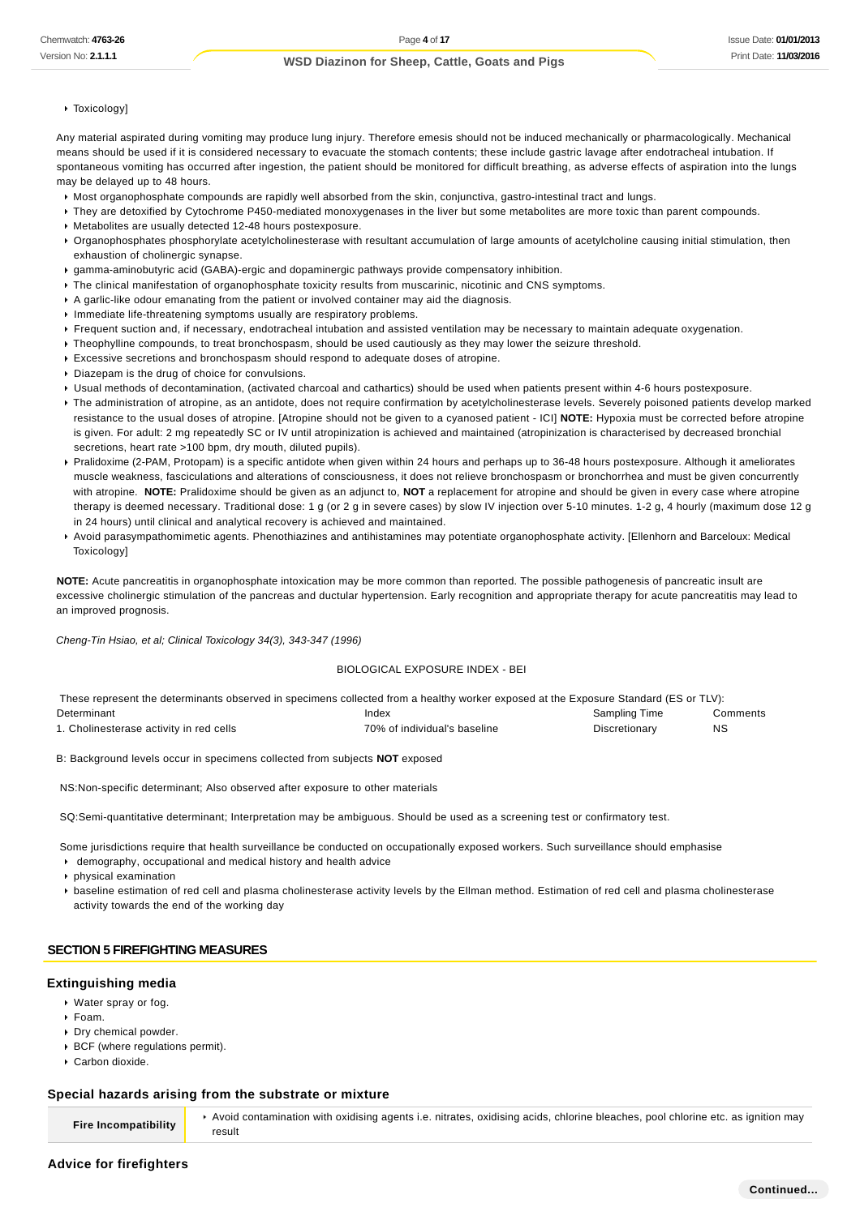- Toxicology]

Any material aspirated during vomiting may produce lung injury. Therefore emesis should not be induced mechanically or pharmacologically. Mechanical means should be used if it is considered necessary to evacuate the stomach contents; these include gastric lavage after endotracheal intubation. If spontaneous vomiting has occurred after ingestion, the patient should be monitored for difficult breathing, as adverse effects of aspiration into the lungs may be delayed up to 48 hours.

- Most organophosphate compounds are rapidly well absorbed from the skin, conjunctiva, gastro-intestinal tract and lungs.
- They are detoxified by Cytochrome P450-mediated monoxygenases in the liver but some metabolites are more toxic than parent compounds.
- Metabolites are usually detected 12-48 hours postexposure.
- Organophosphates phosphorylate acetylcholinesterase with resultant accumulation of large amounts of acetylcholine causing initial stimulation, then exhaustion of cholinergic synapse.
- gamma-aminobutyric acid (GABA)-ergic and dopaminergic pathways provide compensatory inhibition.
- The clinical manifestation of organophosphate toxicity results from muscarinic, nicotinic and CNS symptoms.
- A garlic-like odour emanating from the patient or involved container may aid the diagnosis.
- Immediate life-threatening symptoms usually are respiratory problems.
- Frequent suction and, if necessary, endotracheal intubation and assisted ventilation may be necessary to maintain adequate oxygenation.
- Theophylline compounds, to treat bronchospasm, should be used cautiously as they may lower the seizure threshold.
- Excessive secretions and bronchospasm should respond to adequate doses of atropine.
- Diazepam is the drug of choice for convulsions.
- Usual methods of decontamination, (activated charcoal and cathartics) should be used when patients present within 4-6 hours postexposure.
- The administration of atropine, as an antidote, does not require confirmation by acetylcholinesterase levels. Severely poisoned patients develop marked resistance to the usual doses of atropine. [Atropine should not be given to a cyanosed patient - ICI] **NOTE:** Hypoxia must be corrected before atropine is given. For adult: 2 mg repeatedly SC or IV until atropinization is achieved and maintained (atropinization is characterised by decreased bronchial secretions, heart rate >100 bpm, dry mouth, diluted pupils).
- Pralidoxime (2-PAM, Protopam) is a specific antidote when given within 24 hours and perhaps up to 36-48 hours postexposure. Although it ameliorates muscle weakness, fasciculations and alterations of consciousness, it does not relieve bronchospasm or bronchorrhea and must be given concurrently with atropine. **NOTE:** Pralidoxime should be given as an adjunct to, **NOT** a replacement for atropine and should be given in every case where atropine therapy is deemed necessary. Traditional dose: 1 g (or 2 g in severe cases) by slow IV injection over 5-10 minutes. 1-2 g, 4 hourly (maximum dose 12 g in 24 hours) until clinical and analytical recovery is achieved and maintained.
- Avoid parasympathomimetic agents. Phenothiazines and antihistamines may potentiate organophosphate activity. [Ellenhorn and Barceloux: Medical Toxicology]

**NOTE:** Acute pancreatitis in organophosphate intoxication may be more common than reported. The possible pathogenesis of pancreatic insult are excessive cholinergic stimulation of the pancreas and ductular hypertension. Early recognition and appropriate therapy for acute pancreatitis may lead to an improved prognosis.

*Cheng-Tin Hsiao, et al; Clinical Toxicology 34(3), 343-347 (1996)*

BIOLOGICAL EXPOSURE INDEX - BEI

These represent the determinants observed in specimens collected from a healthy worker exposed at the Exposure Standard (ES or TLV):

| Determinant | Index | Sampling Time | Comments |
|---|---|---|---|
| 1. Cholinesterase activity in red cells | 70% of individual's baseline | Discretionary | NS |

B: Background levels occur in specimens collected from subjects **NOT** exposed

NS:Non-specific determinant; Also observed after exposure to other materials

SQ:Semi-quantitative determinant; Interpretation may be ambiguous. Should be used as a screening test or confirmatory test.

Some jurisdictions require that health surveillance be conducted on occupationally exposed workers. Such surveillance should emphasise

- demography, occupational and medical history and health advice
- physical examination
- baseline estimation of red cell and plasma cholinesterase activity levels by the Ellman method. Estimation of red cell and plasma cholinesterase activity towards the end of the working day

## SECTION 5 FIREFIGHTING MEASURES

### Extinguishing media

- Water spray or fog.
- Foam.
- Dry chemical powder.
- BCF (where regulations permit).
- Carbon dioxide.

### Special hazards arising from the substrate or mixture

| | |
|---|---|
| **Fire Incompatibility** | Avoid contamination with oxidising agents i.e. nitrates, oxidising acids, chlorine bleaches, pool chlorine etc. as ignition may result |

### Advice for firefighters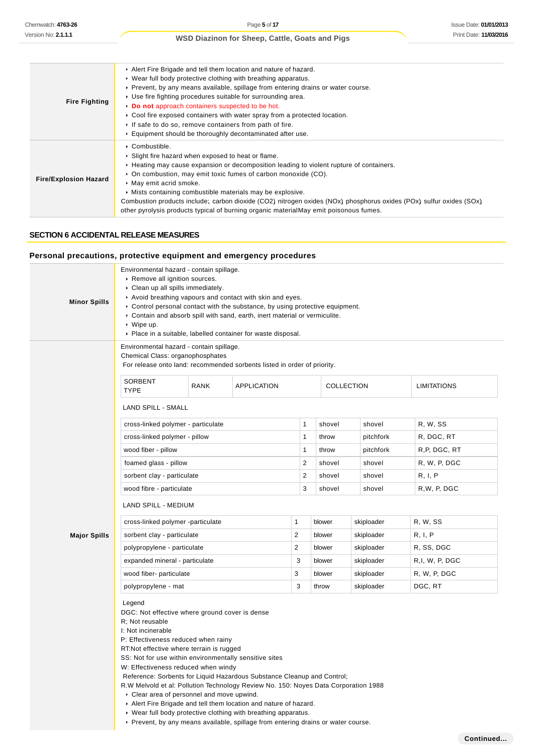| | |
|---|---|
| **Fire Fighting** | ▸ Alert Fire Brigade and tell them location and nature of hazard.<br>▸ Wear full body protective clothing with breathing apparatus.<br>▸ Prevent, by any means available, spillage from entering drains or water course.<br>▸ Use fire fighting procedures suitable for surrounding area.<br>▸ **Do not** approach containers suspected to be hot.<br>▸ Cool fire exposed containers with water spray from a protected location.<br>▸ If safe to do so, remove containers from path of fire.<br>▸ Equipment should be thoroughly decontaminated after use. |
| **Fire/Explosion Hazard** | ▸ Combustible.<br>▸ Slight fire hazard when exposed to heat or flame.<br>▸ Heating may cause expansion or decomposition leading to violent rupture of containers.<br>▸ On combustion, may emit toxic fumes of carbon monoxide (CO).<br>▸ May emit acrid smoke.<br>▸ Mists containing combustible materials may be explosive.<br>Combustion products include; carbon dioxide ($CO_2$) nitrogen oxides (NOx) phosphorus oxides (POx) sulfur oxides (SOx) other pyrolysis products typical of burning organic materialMay emit poisonous fumes. |

## SECTION 6 ACCIDENTAL RELEASE MEASURES

### Personal precautions, protective equipment and emergency procedures

**Minor Spills**

Environmental hazard - contain spillage.

- Remove all ignition sources.
- Clean up all spills immediately.
- Avoid breathing vapours and contact with skin and eyes.
- Control personal contact with the substance, by using protective equipment.
- Contain and absorb spill with sand, earth, inert material or vermiculite.
- Wipe up.
- Place in a suitable, labelled container for waste disposal.

**Major Spills**

Environmental hazard - contain spillage.
Chemical Class: organophosphates
For release onto land: recommended sorbents listed in order of priority.

| SORBENT TYPE | RANK | APPLICATION | COLLECTION | LIMITATIONS |
|---|---|---|---|---|
| **LAND SPILL - SMALL** | | | | |
| cross-linked polymer - particulate | 1 | shovel | shovel | R, W, SS |
| cross-linked polymer - pillow | 1 | throw | pitchfork | R, DGC, RT |
| wood fiber - pillow | 1 | throw | pitchfork | R,P, DGC, RT |
| foamed glass - pillow | 2 | shovel | shovel | R, W, P, DGC |
| sorbent clay - particulate | 2 | shovel | shovel | R, I, P |
| wood fibre - particulate | 3 | shovel | shovel | R,W, P, DGC |
| **LAND SPILL - MEDIUM** | | | | |
| cross-linked polymer -particulate | 1 | blower | skiploader | R, W, SS |
| sorbent clay - particulate | 2 | blower | skiploader | R, I, P |
| polypropylene - particulate | 2 | blower | skiploader | R, SS, DGC |
| expanded mineral - particulate | 3 | blower | skiploader | R,I, W, P, DGC |
| wood fiber- particulate | 3 | blower | skiploader | R, W, P, DGC |
| polypropylene - mat | 3 | throw | skiploader | DGC, RT |

Legend
DGC: Not effective where ground cover is dense
R; Not reusable
I: Not incinerable
P: Effectiveness reduced when rainy
RT:Not effective where terrain is rugged
SS: Not for use within environmentally sensitive sites
W: Effectiveness reduced when windy
Reference: Sorbents for Liquid Hazardous Substance Cleanup and Control;
R.W Melvold et al: Pollution Technology Review No. 150: Noyes Data Corporation 1988

- Clear area of personnel and move upwind.
- Alert Fire Brigade and tell them location and nature of hazard.
- Wear full body protective clothing with breathing apparatus.
- Prevent, by any means available, spillage from entering drains or water course.

Continued...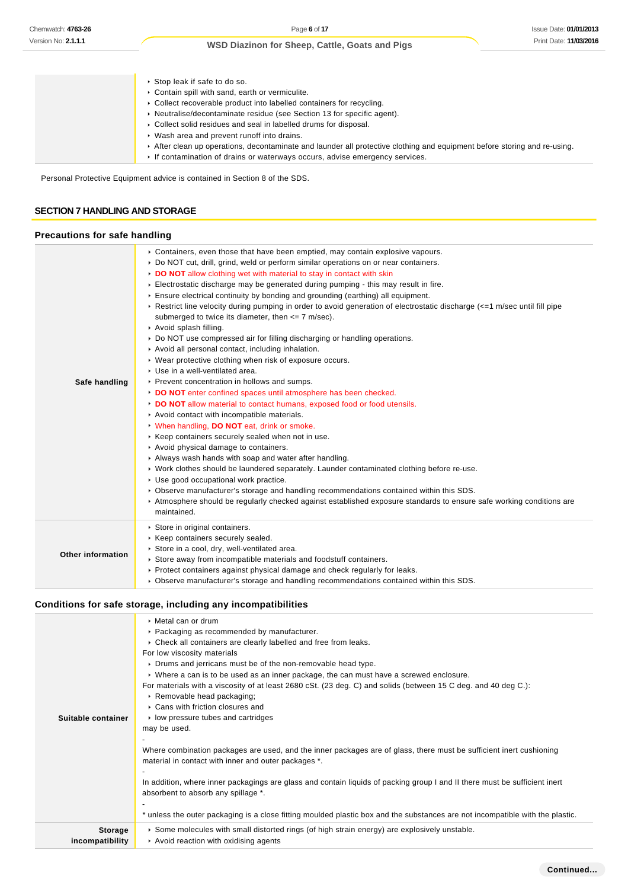| | |
|---|---|
| | • Stop leak if safe to do so.<br>• Contain spill with sand, earth or vermiculite.<br>• Collect recoverable product into labelled containers for recycling.<br>• Neutralise/decontaminate residue (see Section 13 for specific agent).<br>• Collect solid residues and seal in labelled drums for disposal.<br>• Wash area and prevent runoff into drains.<br>• After clean up operations, decontaminate and launder all protective clothing and equipment before storing and re-using.<br>• If contamination of drains or waterways occurs, advise emergency services. |

Personal Protective Equipment advice is contained in Section 8 of the SDS.

## SECTION 7 HANDLING AND STORAGE

### Precautions for safe handling

| | |
|---|---|
| **Safe handling** | • Containers, even those that have been emptied, may contain explosive vapours.<br>• Do NOT cut, drill, grind, weld or perform similar operations on or near containers.<br>• **DO NOT** allow clothing wet with material to stay in contact with skin<br>• Electrostatic discharge may be generated during pumping - this may result in fire.<br>• Ensure electrical continuity by bonding and grounding (earthing) all equipment.<br>• Restrict line velocity during pumping in order to avoid generation of electrostatic discharge (<=1 m/sec until fill pipe submerged to twice its diameter, then <= 7 m/sec).<br>• Avoid splash filling.<br>• Do NOT use compressed air for filling discharging or handling operations.<br>• Avoid all personal contact, including inhalation.<br>• Wear protective clothing when risk of exposure occurs.<br>• Use in a well-ventilated area.<br>• Prevent concentration in hollows and sumps.<br>• **DO NOT** enter confined spaces until atmosphere has been checked.<br>• **DO NOT** allow material to contact humans, exposed food or food utensils.<br>• Avoid contact with incompatible materials.<br>• When handling, **DO NOT** eat, drink or smoke.<br>• Keep containers securely sealed when not in use.<br>• Avoid physical damage to containers.<br>• Always wash hands with soap and water after handling.<br>• Work clothes should be laundered separately. Launder contaminated clothing before re-use.<br>• Use good occupational work practice.<br>• Observe manufacturer's storage and handling recommendations contained within this SDS.<br>• Atmosphere should be regularly checked against established exposure standards to ensure safe working conditions are maintained. |
| **Other information** | • Store in original containers.<br>• Keep containers securely sealed.<br>• Store in a cool, dry, well-ventilated area.<br>• Store away from incompatible materials and foodstuff containers.<br>• Protect containers against physical damage and check regularly for leaks.<br>• Observe manufacturer's storage and handling recommendations contained within this SDS. |

### Conditions for safe storage, including any incompatibilities

| | |
|---|---|
| **Suitable container** | • Metal can or drum<br>• Packaging as recommended by manufacturer.<br>• Check all containers are clearly labelled and free from leaks.<br>For low viscosity materials<br>• Drums and jerricans must be of the non-removable head type.<br>• Where a can is to be used as an inner package, the can must have a screwed enclosure.<br>For materials with a viscosity of at least 2680 cSt. (23 deg. C) and solids (between 15 C deg. and 40 deg C.):<br>• Removable head packaging;<br>• Cans with friction closures and<br>• low pressure tubes and cartridges<br>may be used.<br>-<br>Where combination packages are used, and the inner packages are of glass, there must be sufficient inert cushioning material in contact with inner and outer packages *.<br>-<br>In addition, where inner packagings are glass and contain liquids of packing group I and II there must be sufficient inert absorbent to absorb any spillage *.<br>-<br>* unless the outer packaging is a close fitting moulded plastic box and the substances are not incompatible with the plastic. |
| **Storage incompatibility** | • Some molecules with small distorted rings (of high strain energy) are explosively unstable.<br>• Avoid reaction with oxidising agents |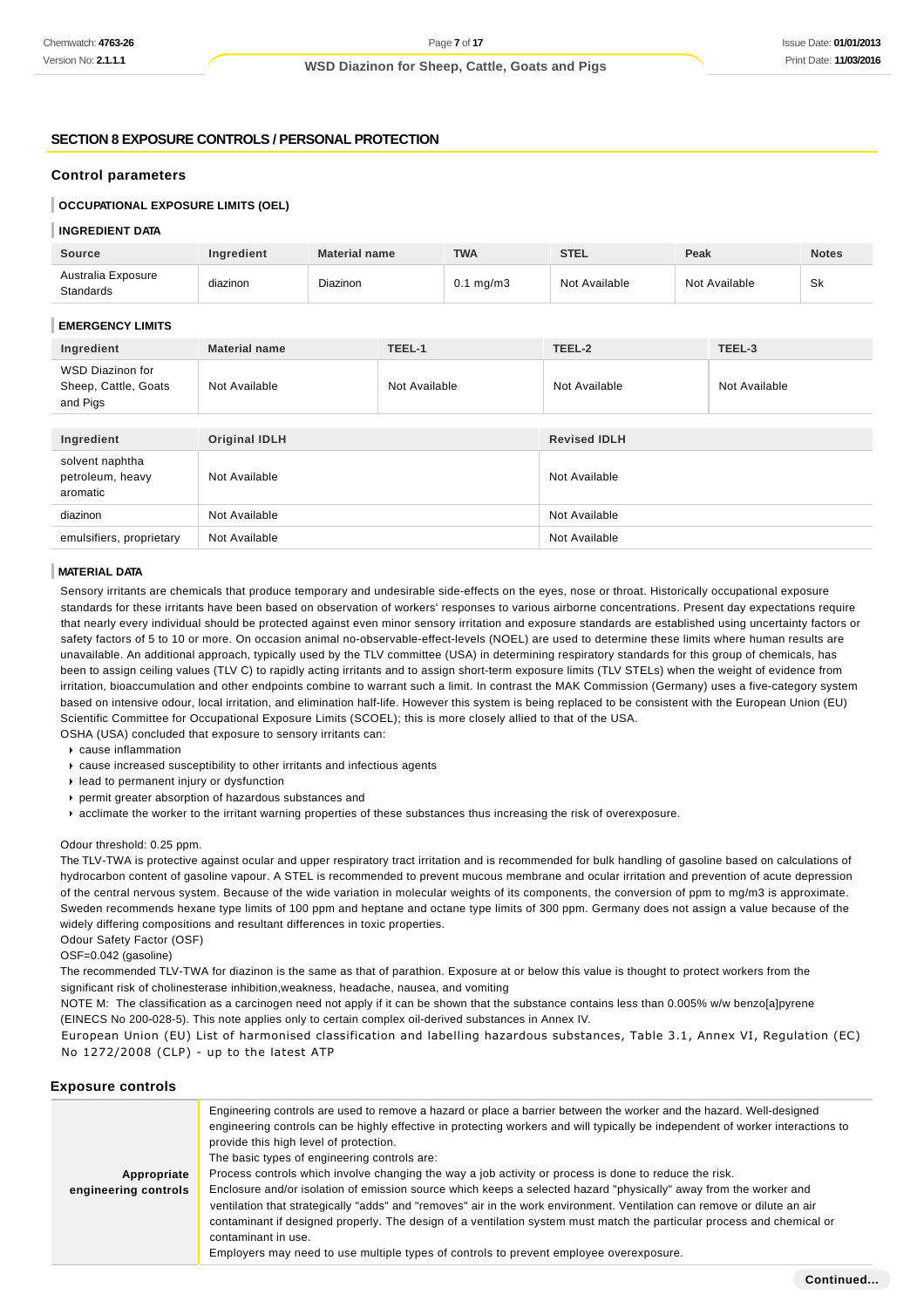## SECTION 8 EXPOSURE CONTROLS / PERSONAL PROTECTION

### Control parameters

#### OCCUPATIONAL EXPOSURE LIMITS (OEL)

#### INGREDIENT DATA

| Source | Ingredient | Material name | TWA | STEL | Peak | Notes |
| --- | --- | --- | --- | --- | --- | --- |
| Australia Exposure Standards | diazinon | Diazinon | 0.1 mg/m3 | Not Available | Not Available | Sk |

#### EMERGENCY LIMITS

| Ingredient | Material name | TEEL-1 | TEEL-2 | TEEL-3 |
| --- | --- | --- | --- | --- |
| WSD Diazinon for Sheep, Cattle, Goats and Pigs | Not Available | Not Available | Not Available | Not Available |

| Ingredient | Original IDLH | Revised IDLH |
| --- | --- | --- |
| solvent naphtha petroleum, heavy aromatic | Not Available | Not Available |
| diazinon | Not Available | Not Available |
| emulsifiers, proprietary | Not Available | Not Available |

#### MATERIAL DATA

Sensory irritants are chemicals that produce temporary and undesirable side-effects on the eyes, nose or throat. Historically occupational exposure standards for these irritants have been based on observation of workers' responses to various airborne concentrations. Present day expectations require that nearly every individual should be protected against even minor sensory irritation and exposure standards are established using uncertainty factors or safety factors of 5 to 10 or more. On occasion animal no-observable-effect-levels (NOEL) are used to determine these limits where human results are unavailable. An additional approach, typically used by the TLV committee (USA) in determining respiratory standards for this group of chemicals, has been to assign ceiling values (TLV C) to rapidly acting irritants and to assign short-term exposure limits (TLV STELs) when the weight of evidence from irritation, bioaccumulation and other endpoints combine to warrant such a limit. In contrast the MAK Commission (Germany) uses a five-category system based on intensive odour, local irritation, and elimination half-life. However this system is being replaced to be consistent with the European Union (EU) Scientific Committee for Occupational Exposure Limits (SCOEL); this is more closely allied to that of the USA.
OSHA (USA) concluded that exposure to sensory irritants can:

- cause inflammation
- cause increased susceptibility to other irritants and infectious agents
- lead to permanent injury or dysfunction
- permit greater absorption of hazardous substances and
- acclimate the worker to the irritant warning properties of these substances thus increasing the risk of overexposure.

Odour threshold: 0.25 ppm.
The TLV-TWA is protective against ocular and upper respiratory tract irritation and is recommended for bulk handling of gasoline based on calculations of hydrocarbon content of gasoline vapour. A STEL is recommended to prevent mucous membrane and ocular irritation and prevention of acute depression of the central nervous system. Because of the wide variation in molecular weights of its components, the conversion of ppm to mg/m3 is approximate. Sweden recommends hexane type limits of 100 ppm and heptane and octane type limits of 300 ppm. Germany does not assign a value because of the widely differing compositions and resultant differences in toxic properties.
Odour Safety Factor (OSF)
OSF=0.042 (gasoline)
The recommended TLV-TWA for diazinon is the same as that of parathion. Exposure at or below this value is thought to protect workers from the significant risk of cholinesterase inhibition,weakness, headache, nausea, and vomiting
NOTE M: The classification as a carcinogen need not apply if it can be shown that the substance contains less than 0.005% w/w benzo[a]pyrene (EINECS No 200-028-5). This note applies only to certain complex oil-derived substances in Annex IV.
European Union (EU) List of harmonised classification and labelling hazardous substances, Table 3.1, Annex VI, Regulation (EC) No 1272/2008 (CLP) - up to the latest ATP

### Exposure controls

| | |
| --- | --- |
| **Appropriate engineering controls** | Engineering controls are used to remove a hazard or place a barrier between the worker and the hazard. Well-designed engineering controls can be highly effective in protecting workers and will typically be independent of worker interactions to provide this high level of protection.<br>The basic types of engineering controls are:<br>Process controls which involve changing the way a job activity or process is done to reduce the risk.<br>Enclosure and/or isolation of emission source which keeps a selected hazard "physically" away from the worker and ventilation that strategically "adds" and "removes" air in the work environment. Ventilation can remove or dilute an air contaminant if designed properly. The design of a ventilation system must match the particular process and chemical or contaminant in use.<br>Employers may need to use multiple types of controls to prevent employee overexposure. |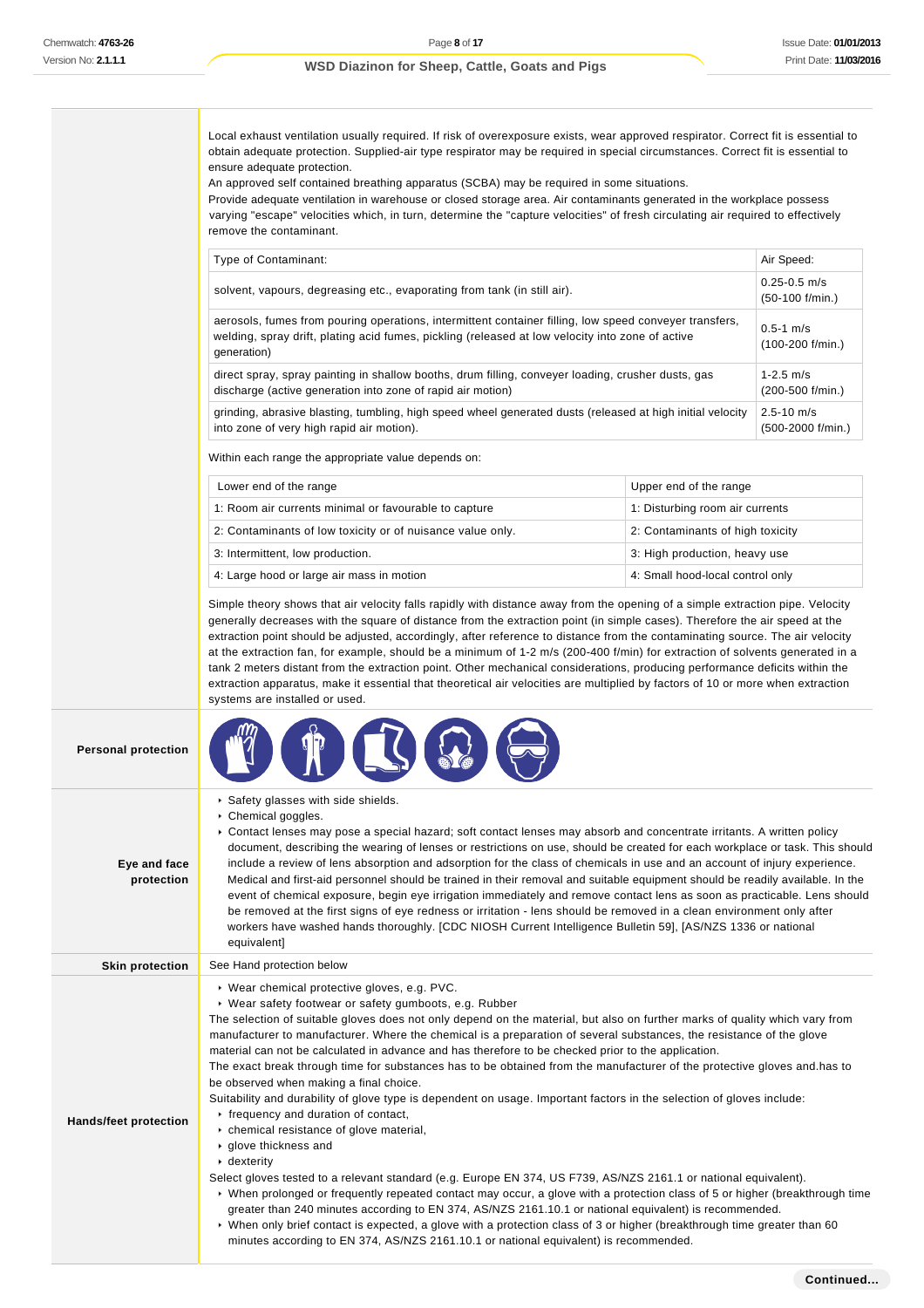Local exhaust ventilation usually required. If risk of overexposure exists, wear approved respirator. Correct fit is essential to obtain adequate protection. Supplied-air type respirator may be required in special circumstances. Correct fit is essential to ensure adequate protection.
An approved self contained breathing apparatus (SCBA) may be required in some situations.
Provide adequate ventilation in warehouse or closed storage area. Air contaminants generated in the workplace possess varying "escape" velocities which, in turn, determine the "capture velocities" of fresh circulating air required to effectively remove the contaminant.

| Type of Contaminant: | Air Speed: |
|---|---|
| solvent, vapours, degreasing etc., evaporating from tank (in still air). | 0.25-0.5 m/s (50-100 f/min.) |
| aerosols, fumes from pouring operations, intermittent container filling, low speed conveyer transfers, welding, spray drift, plating acid fumes, pickling (released at low velocity into zone of active generation) | 0.5-1 m/s (100-200 f/min.) |
| direct spray, spray painting in shallow booths, drum filling, conveyer loading, crusher dusts, gas discharge (active generation into zone of rapid air motion) | 1-2.5 m/s (200-500 f/min.) |
| grinding, abrasive blasting, tumbling, high speed wheel generated dusts (released at high initial velocity into zone of very high rapid air motion). | 2.5-10 m/s (500-2000 f/min.) |

Within each range the appropriate value depends on:

| Lower end of the range | Upper end of the range |
|---|---|
| 1: Room air currents minimal or favourable to capture | 1: Disturbing room air currents |
| 2: Contaminants of low toxicity or of nuisance value only. | 2: Contaminants of high toxicity |
| 3: Intermittent, low production. | 3: High production, heavy use |
| 4: Large hood or large air mass in motion | 4: Small hood-local control only |

Simple theory shows that air velocity falls rapidly with distance away from the opening of a simple extraction pipe. Velocity generally decreases with the square of distance from the extraction point (in simple cases). Therefore the air speed at the extraction point should be adjusted, accordingly, after reference to distance from the contaminating source. The air velocity at the extraction fan, for example, should be a minimum of 1-2 m/s (200-400 f/min) for extraction of solvents generated in a tank 2 meters distant from the extraction point. Other mechanical considerations, producing performance deficits within the extraction apparatus, make it essential that theoretical air velocities are multiplied by factors of 10 or more when extraction systems are installed or used.

**Personal protection**

**Eye and face protection**

- Safety glasses with side shields.
- Chemical goggles.
- Contact lenses may pose a special hazard; soft contact lenses may absorb and concentrate irritants. A written policy document, describing the wearing of lenses or restrictions on use, should be created for each workplace or task. This should include a review of lens absorption and adsorption for the class of chemicals in use and an account of injury experience. Medical and first-aid personnel should be trained in their removal and suitable equipment should be readily available. In the event of chemical exposure, begin eye irrigation immediately and remove contact lens as soon as practicable. Lens should be removed at the first signs of eye redness or irritation - lens should be removed in a clean environment only after workers have washed hands thoroughly. [CDC NIOSH Current Intelligence Bulletin 59], [AS/NZS 1336 or national equivalent]

**Skin protection**

See Hand protection below

**Hands/feet protection**

- Wear chemical protective gloves, e.g. PVC.
- Wear safety footwear or safety gumboots, e.g. Rubber

The selection of suitable gloves does not only depend on the material, but also on further marks of quality which vary from manufacturer to manufacturer. Where the chemical is a preparation of several substances, the resistance of the glove material can not be calculated in advance and has therefore to be checked prior to the application.
The exact break through time for substances has to be obtained from the manufacturer of the protective gloves and.has to be observed when making a final choice.
Suitability and durability of glove type is dependent on usage. Important factors in the selection of gloves include:

- frequency and duration of contact,
- chemical resistance of glove material,
- glove thickness and
- dexterity

Select gloves tested to a relevant standard (e.g. Europe EN 374, US F739, AS/NZS 2161.1 or national equivalent).

- When prolonged or frequently repeated contact may occur, a glove with a protection class of 5 or higher (breakthrough time greater than 240 minutes according to EN 374, AS/NZS 2161.10.1 or national equivalent) is recommended.
- When only brief contact is expected, a glove with a protection class of 3 or higher (breakthrough time greater than 60 minutes according to EN 374, AS/NZS 2161.10.1 or national equivalent) is recommended.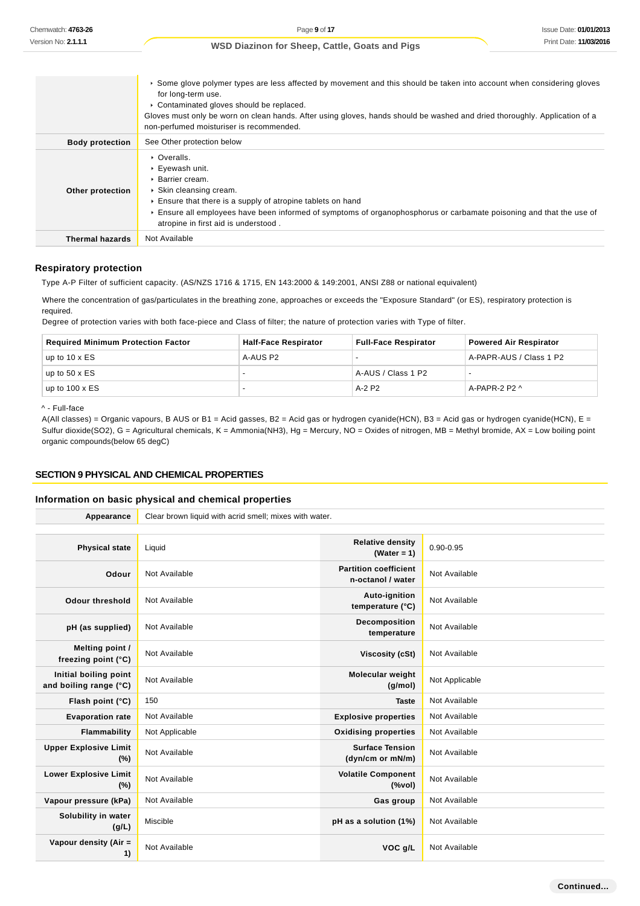| | |
|---|---|
| | ‣ Some glove polymer types are less affected by movement and this should be taken into account when considering gloves for long-term use.<br>‣ Contaminated gloves should be replaced.<br>Gloves must only be worn on clean hands. After using gloves, hands should be washed and dried thoroughly. Application of a non-perfumed moisturiser is recommended. |
| **Body protection** | See Other protection below |
| **Other protection** | ‣ Overalls.<br>‣ Eyewash unit.<br>‣ Barrier cream.<br>‣ Skin cleansing cream.<br>‣ Ensure that there is a supply of atropine tablets on hand<br>‣ Ensure all employees have been informed of symptoms of organophosphorus or carbamate poisoning and that the use of atropine in first aid is understood . |
| **Thermal hazards** | Not Available |

### Respiratory protection

Type A-P Filter of sufficient capacity. (AS/NZS 1716 & 1715, EN 143:2000 & 149:2001, ANSI Z88 or national equivalent)

Where the concentration of gas/particulates in the breathing zone, approaches or exceeds the "Exposure Standard" (or ES), respiratory protection is required.
Degree of protection varies with both face-piece and Class of filter; the nature of protection varies with Type of filter.

| Required Minimum Protection Factor | Half-Face Respirator | Full-Face Respirator | Powered Air Respirator |
|---|---|---|---|
| up to 10 x ES | A-AUS P2 | - | A-PAPR-AUS / Class 1 P2 |
| up to 50 x ES | - | A-AUS / Class 1 P2 | - |
| up to 100 x ES | - | A-2 P2 | A-PAPR-2 P2 ^ |

^ - Full-face
A(All classes) = Organic vapours, B AUS or B1 = Acid gasses, B2 = Acid gas or hydrogen cyanide(HCN), B3 = Acid gas or hydrogen cyanide(HCN), E = Sulfur dioxide(SO2), G = Agricultural chemicals, K = Ammonia(NH3), Hg = Mercury, NO = Oxides of nitrogen, MB = Methyl bromide, AX = Low boiling point organic compounds(below 65 degC)

## SECTION 9 PHYSICAL AND CHEMICAL PROPERTIES

### Information on basic physical and chemical properties

| | |
|---|---|
| **Appearance** | Clear brown liquid with acrid smell; mixes with water. |

| | | | |
|---|---|---|---|
| **Physical state** | Liquid | **Relative density (Water = 1)** | 0.90-0.95 |
| **Odour** | Not Available | **Partition coefficient n-octanol / water** | Not Available |
| **Odour threshold** | Not Available | **Auto-ignition temperature (°C)** | Not Available |
| **pH (as supplied)** | Not Available | **Decomposition temperature** | Not Available |
| **Melting point / freezing point (°C)** | Not Available | **Viscosity (cSt)** | Not Available |
| **Initial boiling point and boiling range (°C)** | Not Available | **Molecular weight (g/mol)** | Not Applicable |
| **Flash point (°C)** | 150 | **Taste** | Not Available |
| **Evaporation rate** | Not Available | **Explosive properties** | Not Available |
| **Flammability** | Not Applicable | **Oxidising properties** | Not Available |
| **Upper Explosive Limit (%)** | Not Available | **Surface Tension (dyn/cm or mN/m)** | Not Available |
| **Lower Explosive Limit (%)** | Not Available | **Volatile Component (%vol)** | Not Available |
| **Vapour pressure (kPa)** | Not Available | **Gas group** | Not Available |
| **Solubility in water (g/L)** | Miscible | **pH as a solution (1%)** | Not Available |
| **Vapour density (Air = 1)** | Not Available | **VOC g/L** | Not Available |

Continued...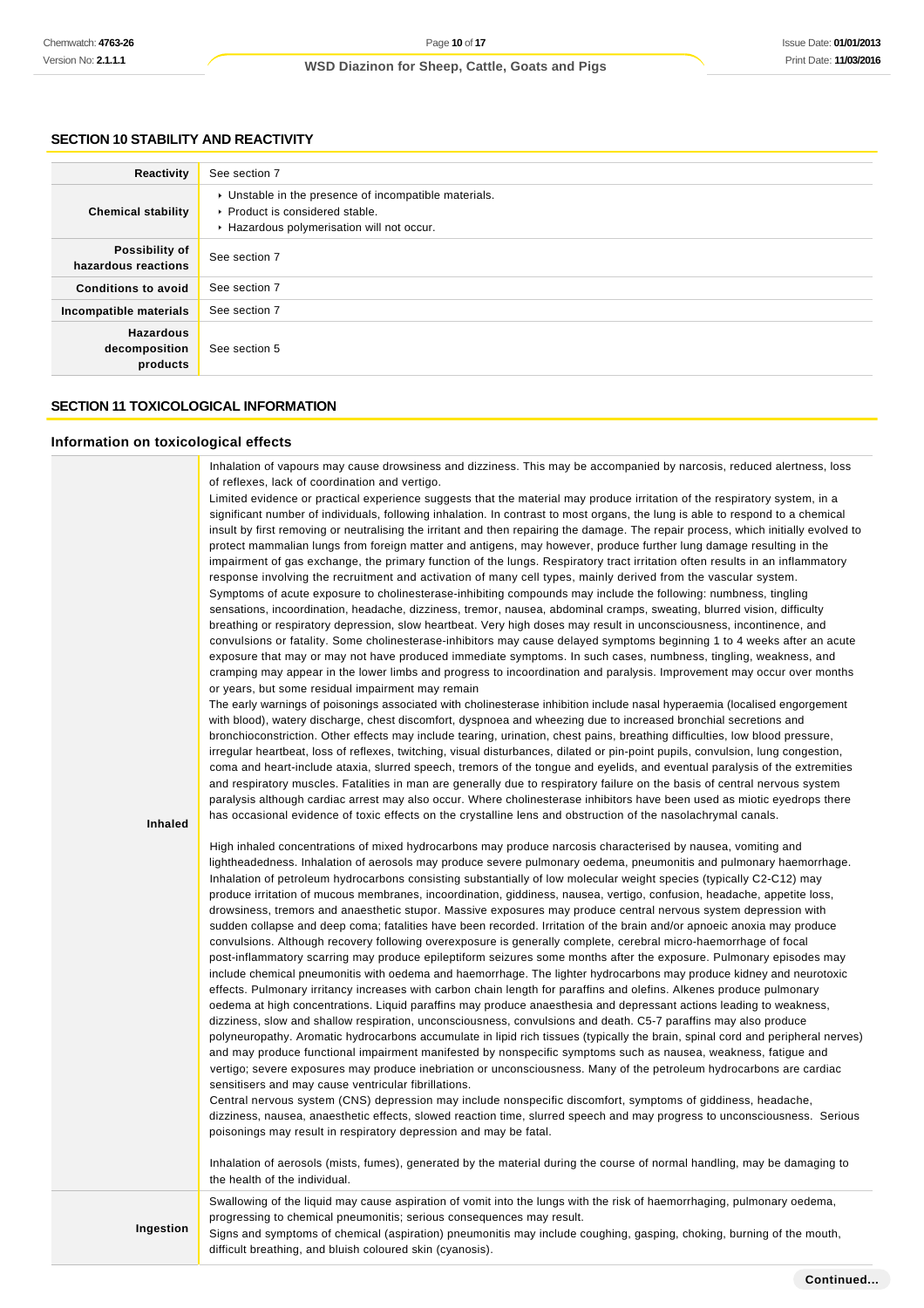## SECTION 10 STABILITY AND REACTIVITY

| | |
|---|---|
| **Reactivity** | See section 7 |
| **Chemical stability** | ▸ Unstable in the presence of incompatible materials.<br>▸ Product is considered stable.<br>▸ Hazardous polymerisation will not occur. |
| **Possibility of hazardous reactions** | See section 7 |
| **Conditions to avoid** | See section 7 |
| **Incompatible materials** | See section 7 |
| **Hazardous decomposition products** | See section 5 |

## SECTION 11 TOXICOLOGICAL INFORMATION

### Information on toxicological effects

| | |
|---|---|
| **Inhaled** | Inhalation of vapours may cause drowsiness and dizziness. This may be accompanied by narcosis, reduced alertness, loss of reflexes, lack of coordination and vertigo.<br>Limited evidence or practical experience suggests that the material may produce irritation of the respiratory system, in a significant number of individuals, following inhalation. In contrast to most organs, the lung is able to respond to a chemical insult by first removing or neutralising the irritant and then repairing the damage. The repair process, which initially evolved to protect mammalian lungs from foreign matter and antigens, may however, produce further lung damage resulting in the impairment of gas exchange, the primary function of the lungs. Respiratory tract irritation often results in an inflammatory response involving the recruitment and activation of many cell types, mainly derived from the vascular system.<br>Symptoms of acute exposure to cholinesterase-inhibiting compounds may include the following: numbness, tingling sensations, incoordination, headache, dizziness, tremor, nausea, abdominal cramps, sweating, blurred vision, difficulty breathing or respiratory depression, slow heartbeat. Very high doses may result in unconsciousness, incontinence, and convulsions or fatality. Some cholinesterase-inhibitors may cause delayed symptoms beginning 1 to 4 weeks after an acute exposure that may or may not have produced immediate symptoms. In such cases, numbness, tingling, weakness, and cramping may appear in the lower limbs and progress to incoordination and paralysis. Improvement may occur over months or years, but some residual impairment may remain<br>The early warnings of poisonings associated with cholinesterase inhibition include nasal hyperaemia (localised engorgement with blood), watery discharge, chest discomfort, dyspnoea and wheezing due to increased bronchial secretions and bronchioconstriction. Other effects may include tearing, urination, chest pains, breathing difficulties, low blood pressure, irregular heartbeat, loss of reflexes, twitching, visual disturbances, dilated or pin-point pupils, convulsion, lung congestion, coma and heart-include ataxia, slurred speech, tremors of the tongue and eyelids, and eventual paralysis of the extremities and respiratory muscles. Fatalities in man are generally due to respiratory failure on the basis of central nervous system paralysis although cardiac arrest may also occur. Where cholinesterase inhibitors have been used as miotic eyedrops there has occasional evidence of toxic effects on the crystalline lens and obstruction of the nasolachrymal canals.<br><br>High inhaled concentrations of mixed hydrocarbons may produce narcosis characterised by nausea, vomiting and lightheadedness. Inhalation of aerosols may produce severe pulmonary oedema, pneumonitis and pulmonary haemorrhage. Inhalation of petroleum hydrocarbons consisting substantially of low molecular weight species (typically C2-C12) may produce irritation of mucous membranes, incoordination, giddiness, nausea, vertigo, confusion, headache, appetite loss, drowsiness, tremors and anaesthetic stupor. Massive exposures may produce central nervous system depression with sudden collapse and deep coma; fatalities have been recorded. Irritation of the brain and/or apnoeic anoxia may produce convulsions. Although recovery following overexposure is generally complete, cerebral micro-haemorrhage of focal post-inflammatory scarring may produce epileptiform seizures some months after the exposure. Pulmonary episodes may include chemical pneumonitis with oedema and haemorrhage. The lighter hydrocarbons may produce kidney and neurotoxic effects. Pulmonary irritancy increases with carbon chain length for paraffins and olefins. Alkenes produce pulmonary oedema at high concentrations. Liquid paraffins may produce anaesthesia and depressant actions leading to weakness, dizziness, slow and shallow respiration, unconsciousness, convulsions and death. C5-7 paraffins may also produce polyneuropathy. Aromatic hydrocarbons accumulate in lipid rich tissues (typically the brain, spinal cord and peripheral nerves) and may produce functional impairment manifested by nonspecific symptoms such as nausea, weakness, fatigue and vertigo; severe exposures may produce inebriation or unconsciousness. Many of the petroleum hydrocarbons are cardiac sensitisers and may cause ventricular fibrillations.<br>Central nervous system (CNS) depression may include nonspecific discomfort, symptoms of giddiness, headache, dizziness, nausea, anaesthetic effects, slowed reaction time, slurred speech and may progress to unconsciousness. Serious poisonings may result in respiratory depression and may be fatal.<br><br>Inhalation of aerosols (mists, fumes), generated by the material during the course of normal handling, may be damaging to the health of the individual. |
| **Ingestion** | Swallowing of the liquid may cause aspiration of vomit into the lungs with the risk of haemorrhaging, pulmonary oedema, progressing to chemical pneumonitis; serious consequences may result.<br>Signs and symptoms of chemical (aspiration) pneumonitis may include coughing, gasping, choking, burning of the mouth, difficult breathing, and bluish coloured skin (cyanosis). |

**Continued...**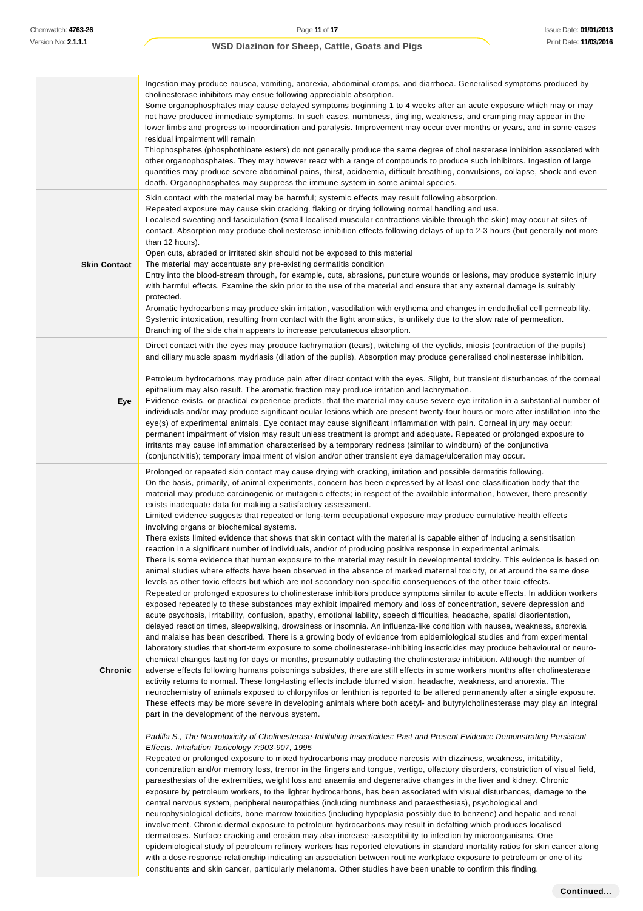| | |
|---|---|
| | Ingestion may produce nausea, vomiting, anorexia, abdominal cramps, and diarrhoea. Generalised symptoms produced by cholinesterase inhibitors may ensue following appreciable absorption.<br>Some organophosphates may cause delayed symptoms beginning 1 to 4 weeks after an acute exposure which may or may not have produced immediate symptoms. In such cases, numbness, tingling, weakness, and cramping may appear in the lower limbs and progress to incoordination and paralysis. Improvement may occur over months or years, and in some cases residual impairment will remain<br>Thiophosphates (phosphothioate esters) do not generally produce the same degree of cholinesterase inhibition associated with other organophosphates. They may however react with a range of compounds to produce such inhibitors. Ingestion of large quantities may produce severe abdominal pains, thirst, acidaemia, difficult breathing, convulsions, collapse, shock and even death. Organophosphates may suppress the immune system in some animal species. |
| **Skin Contact** | Skin contact with the material may be harmful; systemic effects may result following absorption.<br>Repeated exposure may cause skin cracking, flaking or drying following normal handling and use.<br>Localised sweating and fasciculation (small localised muscular contractions visible through the skin) may occur at sites of contact. Absorption may produce cholinesterase inhibition effects following delays of up to 2-3 hours (but generally not more than 12 hours).<br>Open cuts, abraded or irritated skin should not be exposed to this material<br>The material may accentuate any pre-existing dermatitis condition<br>Entry into the blood-stream through, for example, cuts, abrasions, puncture wounds or lesions, may produce systemic injury with harmful effects. Examine the skin prior to the use of the material and ensure that any external damage is suitably protected.<br>Aromatic hydrocarbons may produce skin irritation, vasodilation with erythema and changes in endothelial cell permeability. Systemic intoxication, resulting from contact with the light aromatics, is unlikely due to the slow rate of permeation. Branching of the side chain appears to increase percutaneous absorption. |
| **Eye** | Direct contact with the eyes may produce lachrymation (tears), twitching of the eyelids, miosis (contraction of the pupils) and ciliary muscle spasm mydriasis (dilation of the pupils). Absorption may produce generalised cholinesterase inhibition.<br><br>Petroleum hydrocarbons may produce pain after direct contact with the eyes. Slight, but transient disturbances of the corneal epithelium may also result. The aromatic fraction may produce irritation and lachrymation.<br>Evidence exists, or practical experience predicts, that the material may cause severe eye irritation in a substantial number of individuals and/or may produce significant ocular lesions which are present twenty-four hours or more after instillation into the eye(s) of experimental animals. Eye contact may cause significant inflammation with pain. Corneal injury may occur; permanent impairment of vision may result unless treatment is prompt and adequate. Repeated or prolonged exposure to irritants may cause inflammation characterised by a temporary redness (similar to windburn) of the conjunctiva (conjunctivitis); temporary impairment of vision and/or other transient eye damage/ulceration may occur. |
| **Chronic** | Prolonged or repeated skin contact may cause drying with cracking, irritation and possible dermatitis following.<br>On the basis, primarily, of animal experiments, concern has been expressed by at least one classification body that the material may produce carcinogenic or mutagenic effects; in respect of the available information, however, there presently exists inadequate data for making a satisfactory assessment.<br>Limited evidence suggests that repeated or long-term occupational exposure may produce cumulative health effects involving organs or biochemical systems.<br>There exists limited evidence that shows that skin contact with the material is capable either of inducing a sensitisation reaction in a significant number of individuals, and/or of producing positive response in experimental animals.<br>There is some evidence that human exposure to the material may result in developmental toxicity. This evidence is based on animal studies where effects have been observed in the absence of marked maternal toxicity, or at around the same dose levels as other toxic effects but which are not secondary non-specific consequences of the other toxic effects.<br>Repeated or prolonged exposures to cholinesterase inhibitors produce symptoms similar to acute effects. In addition workers exposed repeatedly to these substances may exhibit impaired memory and loss of concentration, severe depression and acute psychosis, irritability, confusion, apathy, emotional lability, speech difficulties, headache, spatial disorientation, delayed reaction times, sleepwalking, drowsiness or insomnia. An influenza-like condition with nausea, weakness, anorexia and malaise has been described. There is a growing body of evidence from epidemiological studies and from experimental laboratory studies that short-term exposure to some cholinesterase-inhibiting insecticides may produce behavioural or neuro-chemical changes lasting for days or months, presumably outlasting the cholinesterase inhibition. Although the number of adverse effects following humans poisonings subsides, there are still effects in some workers months after cholinesterase activity returns to normal. These long-lasting effects include blurred vision, headache, weakness, and anorexia. The neurochemistry of animals exposed to chlorpyrifos or fenthion is reported to be altered permanently after a single exposure. These effects may be more severe in developing animals where both acetyl- and butyrylcholinesterase may play an integral part in the development of the nervous system.<br><br>*Padilla S., The Neurotoxicity of Cholinesterase-Inhibiting Insecticides: Past and Present Evidence Demonstrating Persistent Effects. Inhalation Toxicology 7:903-907, 1995*<br>Repeated or prolonged exposure to mixed hydrocarbons may produce narcosis with dizziness, weakness, irritability, concentration and/or memory loss, tremor in the fingers and tongue, vertigo, olfactory disorders, constriction of visual field, paraesthesias of the extremities, weight loss and anaemia and degenerative changes in the liver and kidney. Chronic exposure by petroleum workers, to the lighter hydrocarbons, has been associated with visual disturbances, damage to the central nervous system, peripheral neuropathies (including numbness and paraesthesias), psychological and neurophysiological deficits, bone marrow toxicities (including hypoplasia possibly due to benzene) and hepatic and renal involvement. Chronic dermal exposure to petroleum hydrocarbons may result in defatting which produces localised dermatoses. Surface cracking and erosion may also increase susceptibility to infection by microorganisms. One epidemiological study of petroleum refinery workers has reported elevations in standard mortality ratios for skin cancer along with a dose-response relationship indicating an association between routine workplace exposure to petroleum or one of its constituents and skin cancer, particularly melanoma. Other studies have been unable to confirm this finding. |

**Continued...**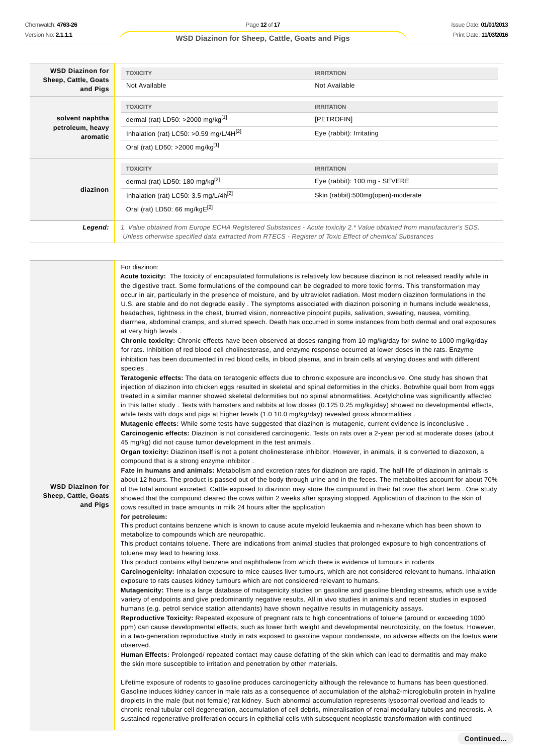| | TOXICITY | IRRITATION |
|---|---|---|
| **WSD Diazinon for Sheep, Cattle, Goats and Pigs** | Not Available | Not Available |
| **solvent naphtha petroleum, heavy aromatic** | dermal (rat) LD50: >2000 mg/kg[1] | [PETROFIN] |
| | Inhalation (rat) LC50: >0.59 mg/L/4H[2] | Eye (rabbit): Irritating |
| | Oral (rat) LD50: >2000 mg/kg[1] | |
| **diazinon** | dermal (rat) LD50: 180 mg/kg[2] | Eye (rabbit): 100 mg - SEVERE |
| | Inhalation (rat) LC50: 3.5 mg/L/4h[2] | Skin (rabbit):500mg(open)-moderate |
| | Oral (rat) LD50: 66 mg/kgE[2] | |
| ***Legend:*** | *1. Value obtained from Europe ECHA Registered Substances - Acute toxicity 2.* Value obtained from manufacturer's SDS. Unless otherwise specified data extracted from RTECS - Register of Toxic Effect of chemical Substances* | |

**WSD Diazinon for Sheep, Cattle, Goats and Pigs**

For diazinon:

**Acute toxicity:** The toxicity of encapsulated formulations is relatively low because diazinon is not released readily while in the digestive tract. Some formulations of the compound can be degraded to more toxic forms. This transformation may occur in air, particularly in the presence of moisture, and by ultraviolet radiation. Most modern diazinon formulations in the U.S. are stable and do not degrade easily . The symptoms associated with diazinon poisoning in humans include weakness, headaches, tightness in the chest, blurred vision, nonreactive pinpoint pupils, salivation, sweating, nausea, vomiting, diarrhea, abdominal cramps, and slurred speech. Death has occurred in some instances from both dermal and oral exposures at very high levels .

**Chronic toxicity:** Chronic effects have been observed at doses ranging from 10 mg/kg/day for swine to 1000 mg/kg/day for rats. Inhibition of red blood cell cholinesterase, and enzyme response occurred at lower doses in the rats. Enzyme inhibition has been documented in red blood cells, in blood plasma, and in brain cells at varying doses and with different species .

**Teratogenic effects:** The data on teratogenic effects due to chronic exposure are inconclusive. One study has shown that injection of diazinon into chicken eggs resulted in skeletal and spinal deformities in the chicks. Bobwhite quail born from eggs treated in a similar manner showed skeletal deformities but no spinal abnormalities. Acetylcholine was significantly affected in this latter study . Tests with hamsters and rabbits at low doses (0.125 0.25 mg/kg/day) showed no developmental effects, while tests with dogs and pigs at higher levels (1.0 10.0 mg/kg/day) revealed gross abnormalities .

**Mutagenic effects:** While some tests have suggested that diazinon is mutagenic, current evidence is inconclusive .

**Carcinogenic effects:** Diazinon is not considered carcinogenic. Tests on rats over a 2-year period at moderate doses (about 45 mg/kg) did not cause tumor development in the test animals .

**Organ toxicity:** Diazinon itself is not a potent cholinesterase inhibitor. However, in animals, it is converted to diazoxon, a compound that is a strong enzyme inhibitor .

**Fate in humans and animals:** Metabolism and excretion rates for diazinon are rapid. The half-life of diazinon in animals is about 12 hours. The product is passed out of the body through urine and in the feces. The metabolites account for about 70% of the total amount excreted. Cattle exposed to diazinon may store the compound in their fat over the short term . One study showed that the compound cleared the cows within 2 weeks after spraying stopped. Application of diazinon to the skin of cows resulted in trace amounts in milk 24 hours after the application

**for petroleum:**

This product contains benzene which is known to cause acute myeloid leukaemia and n-hexane which has been shown to metabolize to compounds which are neuropathic.

This product contains toluene. There are indications from animal studies that prolonged exposure to high concentrations of toluene may lead to hearing loss.

This product contains ethyl benzene and naphthalene from which there is evidence of tumours in rodents

**Carcinogenicity:** Inhalation exposure to mice causes liver tumours, which are not considered relevant to humans. Inhalation exposure to rats causes kidney tumours which are not considered relevant to humans.

**Mutagenicity:** There is a large database of mutagenicity studies on gasoline and gasoline blending streams, which use a wide variety of endpoints and give predominantly negative results. All in vivo studies in animals and recent studies in exposed humans (e.g. petrol service station attendants) have shown negative results in mutagenicity assays.

**Reproductive Toxicity:** Repeated exposure of pregnant rats to high concentrations of toluene (around or exceeding 1000 ppm) can cause developmental effects, such as lower birth weight and developmental neurotoxicity, on the foetus. However, in a two-generation reproductive study in rats exposed to gasoline vapour condensate, no adverse effects on the foetus were observed.

**Human Effects:** Prolonged/ repeated contact may cause defatting of the skin which can lead to dermatitis and may make the skin more susceptible to irritation and penetration by other materials.

Lifetime exposure of rodents to gasoline produces carcinogenicity although the relevance to humans has been questioned. Gasoline induces kidney cancer in male rats as a consequence of accumulation of the alpha2-microglobulin protein in hyaline droplets in the male (but not female) rat kidney. Such abnormal accumulation represents lysosomal overload and leads to chronic renal tubular cell degeneration, accumulation of cell debris, mineralisation of renal medullary tubules and necrosis. A sustained regenerative proliferation occurs in epithelial cells with subsequent neoplastic transformation with continued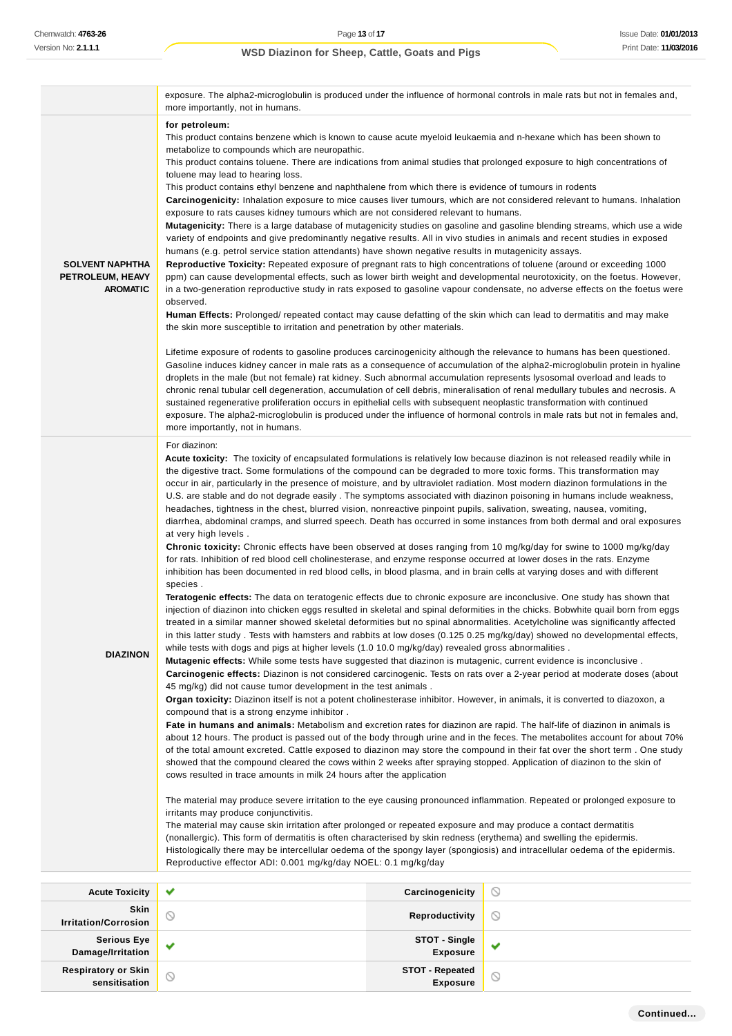| | |
|---|---|
| | exposure. The alpha2-microglobulin is produced under the influence of hormonal controls in male rats but not in females and, more importantly, not in humans. |
| **SOLVENT NAPHTHA PETROLEUM, HEAVY AROMATIC** | **for petroleum:**<br>This product contains benzene which is known to cause acute myeloid leukaemia and n-hexane which has been shown to metabolize to compounds which are neuropathic.<br>This product contains toluene. There are indications from animal studies that prolonged exposure to high concentrations of toluene may lead to hearing loss.<br>This product contains ethyl benzene and naphthalene from which there is evidence of tumours in rodents<br>**Carcinogenicity:** Inhalation exposure to mice causes liver tumours, which are not considered relevant to humans. Inhalation exposure to rats causes kidney tumours which are not considered relevant to humans.<br>**Mutagenicity:** There is a large database of mutagenicity studies on gasoline and gasoline blending streams, which use a wide variety of endpoints and give predominantly negative results. All in vivo studies in animals and recent studies in exposed humans (e.g. petrol service station attendants) have shown negative results in mutagenicity assays.<br>**Reproductive Toxicity:** Repeated exposure of pregnant rats to high concentrations of toluene (around or exceeding 1000 ppm) can cause developmental effects, such as lower birth weight and developmental neurotoxicity, on the foetus. However, in a two-generation reproductive study in rats exposed to gasoline vapour condensate, no adverse effects on the foetus were observed.<br>**Human Effects:** Prolonged/ repeated contact may cause defatting of the skin which can lead to dermatitis and may make the skin more susceptible to irritation and penetration by other materials.<br><br>Lifetime exposure of rodents to gasoline produces carcinogenicity although the relevance to humans has been questioned. Gasoline induces kidney cancer in male rats as a consequence of accumulation of the alpha2-microglobulin protein in hyaline droplets in the male (but not female) rat kidney. Such abnormal accumulation represents lysosomal overload and leads to chronic renal tubular cell degeneration, accumulation of cell debris, mineralisation of renal medullary tubules and necrosis. A sustained regenerative proliferation occurs in epithelial cells with subsequent neoplastic transformation with continued exposure. The alpha2-microglobulin is produced under the influence of hormonal controls in male rats but not in females and, more importantly, not in humans. |
| **DIAZINON** | For diazinon:<br>**Acute toxicity:** The toxicity of encapsulated formulations is relatively low because diazinon is not released readily while in the digestive tract. Some formulations of the compound can be degraded to more toxic forms. This transformation may occur in air, particularly in the presence of moisture, and by ultraviolet radiation. Most modern diazinon formulations in the U.S. are stable and do not degrade easily . The symptoms associated with diazinon poisoning in humans include weakness, headaches, tightness in the chest, blurred vision, nonreactive pinpoint pupils, salivation, sweating, nausea, vomiting, diarrhea, abdominal cramps, and slurred speech. Death has occurred in some instances from both dermal and oral exposures at very high levels .<br>**Chronic toxicity:** Chronic effects have been observed at doses ranging from 10 mg/kg/day for swine to 1000 mg/kg/day for rats. Inhibition of red blood cell cholinesterase, and enzyme response occurred at lower doses in the rats. Enzyme inhibition has been documented in red blood cells, in blood plasma, and in brain cells at varying doses and with different species .<br>**Teratogenic effects:** The data on teratogenic effects due to chronic exposure are inconclusive. One study has shown that injection of diazinon into chicken eggs resulted in skeletal and spinal deformities in the chicks. Bobwhite quail born from eggs treated in a similar manner showed skeletal deformities but no spinal abnormalities. Acetylcholine was significantly affected in this latter study . Tests with hamsters and rabbits at low doses (0.125 0.25 mg/kg/day) showed no developmental effects, while tests with dogs and pigs at higher levels (1.0 10.0 mg/kg/day) revealed gross abnormalities .<br>**Mutagenic effects:** While some tests have suggested that diazinon is mutagenic, current evidence is inconclusive .<br>**Carcinogenic effects:** Diazinon is not considered carcinogenic. Tests on rats over a 2-year period at moderate doses (about 45 mg/kg) did not cause tumor development in the test animals .<br>**Organ toxicity:** Diazinon itself is not a potent cholinesterase inhibitor. However, in animals, it is converted to diazoxon, a compound that is a strong enzyme inhibitor .<br>**Fate in humans and animals:** Metabolism and excretion rates for diazinon are rapid. The half-life of diazinon in animals is about 12 hours. The product is passed out of the body through urine and in the feces. The metabolites account for about 70% of the total amount excreted. Cattle exposed to diazinon may store the compound in their fat over the short term . One study showed that the compound cleared the cows within 2 weeks after spraying stopped. Application of diazinon to the skin of cows resulted in trace amounts in milk 24 hours after the application<br><br>The material may produce severe irritation to the eye causing pronounced inflammation. Repeated or prolonged exposure to irritants may produce conjunctivitis.<br>The material may cause skin irritation after prolonged or repeated exposure and may produce a contact dermatitis (nonallergic). This form of dermatitis is often characterised by skin redness (erythema) and swelling the epidermis. Histologically there may be intercellular oedema of the spongy layer (spongiosis) and intracellular oedema of the epidermis.<br>Reproductive effector ADI: 0.001 mg/kg/day NOEL: 0.1 mg/kg/day |

| | | | |
|---|---|---|---|
| **Acute Toxicity** | ✔ | **Carcinogenicity** | ⦸ |
| **Skin Irritation/Corrosion** | ⦸ | **Reproductivity** | ⦸ |
| **Serious Eye Damage/Irritation** | ✔ | **STOT - Single Exposure** | ✔ |
| **Respiratory or Skin sensitisation** | ⦸ | **STOT - Repeated Exposure** | ⦸ |

**Continued...**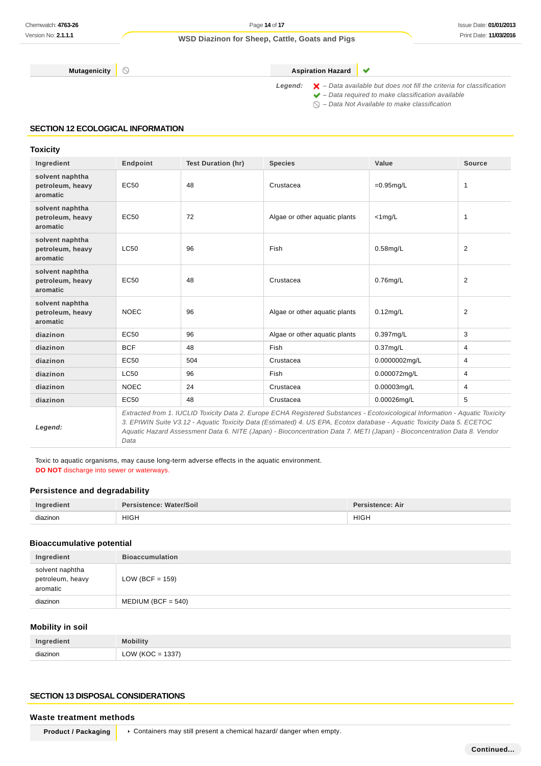| Mutagenicity | ⦸ | Aspiration Hazard | ✔ |
|---|---|---|---|

*Legend:* ✖ – Data available but does not fill the criteria for classification
✔ – Data required to make classification available
⦸ – Data Not Available to make classification

## SECTION 12 ECOLOGICAL INFORMATION

### Toxicity

| Ingredient | Endpoint | Test Duration (hr) | Species | Value | Source |
|---|---|---|---|---|---|
| solvent naphtha petroleum, heavy aromatic | EC50 | 48 | Crustacea | =0.95mg/L | 1 |
| solvent naphtha petroleum, heavy aromatic | EC50 | 72 | Algae or other aquatic plants | <1mg/L | 1 |
| solvent naphtha petroleum, heavy aromatic | LC50 | 96 | Fish | 0.58mg/L | 2 |
| solvent naphtha petroleum, heavy aromatic | EC50 | 48 | Crustacea | 0.76mg/L | 2 |
| solvent naphtha petroleum, heavy aromatic | NOEC | 96 | Algae or other aquatic plants | 0.12mg/L | 2 |
| diazinon | EC50 | 96 | Algae or other aquatic plants | 0.397mg/L | 3 |
| diazinon | BCF | 48 | Fish | 0.37mg/L | 4 |
| diazinon | EC50 | 504 | Crustacea | 0.0000002mg/L | 4 |
| diazinon | LC50 | 96 | Fish | 0.000072mg/L | 4 |
| diazinon | NOEC | 24 | Crustacea | 0.00003mg/L | 4 |
| diazinon | EC50 | 48 | Crustacea | 0.00026mg/L | 5 |
| *Legend:* | *Extracted from 1. IUCLID Toxicity Data 2. Europe ECHA Registered Substances - Ecotoxicological Information - Aquatic Toxicity 3. EPIWIN Suite V3.12 - Aquatic Toxicity Data (Estimated) 4. US EPA, Ecotox database - Aquatic Toxicity Data 5. ECETOC Aquatic Hazard Assessment Data 6. NITE (Japan) - Bioconcentration Data 7. METI (Japan) - Bioconcentration Data 8. Vendor Data* | | | | |

Toxic to aquatic organisms, may cause long-term adverse effects in the aquatic environment.
**DO NOT** discharge into sewer or waterways.

### Persistence and degradability

| Ingredient | Persistence: Water/Soil | Persistence: Air |
|---|---|---|
| diazinon | HIGH | HIGH |

### Bioaccumulative potential

| Ingredient | Bioaccumulation |
|---|---|
| solvent naphtha petroleum, heavy aromatic | LOW (BCF = 159) |
| diazinon | MEDIUM (BCF = 540) |

### Mobility in soil

| Ingredient | Mobility |
|---|---|
| diazinon | LOW (KOC = 1337) |

## SECTION 13 DISPOSAL CONSIDERATIONS

### Waste treatment methods

| Product / Packaging | ▸ Containers may still present a chemical hazard/ danger when empty. |
|---|---|

Continued...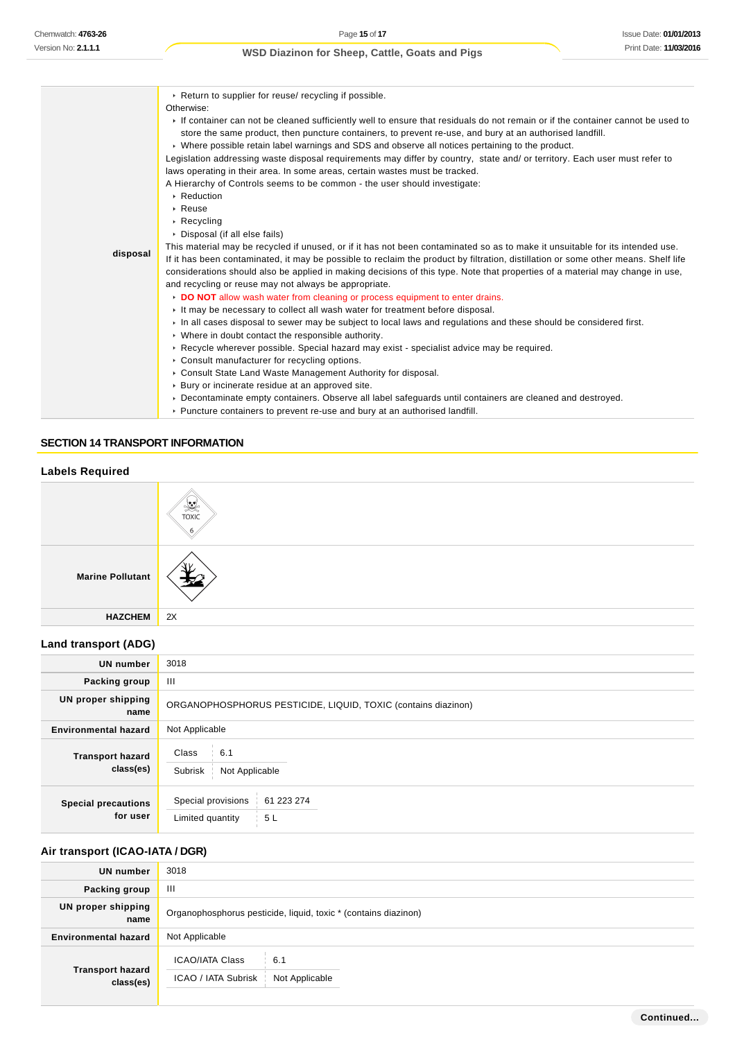| | |
|---|---|
| disposal | ▸ Return to supplier for reuse/ recycling if possible.<br>Otherwise:<br>▸ If container can not be cleaned sufficiently well to ensure that residuals do not remain or if the container cannot be used to store the same product, then puncture containers, to prevent re-use, and bury at an authorised landfill.<br>▸ Where possible retain label warnings and SDS and observe all notices pertaining to the product.<br>Legislation addressing waste disposal requirements may differ by country, state and/ or territory. Each user must refer to laws operating in their area. In some areas, certain wastes must be tracked.<br>A Hierarchy of Controls seems to be common - the user should investigate:<br>▸ Reduction<br>▸ Reuse<br>▸ Recycling<br>▸ Disposal (if all else fails)<br>This material may be recycled if unused, or if it has not been contaminated so as to make it unsuitable for its intended use. If it has been contaminated, it may be possible to reclaim the product by filtration, distillation or some other means. Shelf life considerations should also be applied in making decisions of this type. Note that properties of a material may change in use, and recycling or reuse may not always be appropriate.<br>▸ **DO NOT** allow wash water from cleaning or process equipment to enter drains.<br>▸ It may be necessary to collect all wash water for treatment before disposal.<br>▸ In all cases disposal to sewer may be subject to local laws and regulations and these should be considered first.<br>▸ Where in doubt contact the responsible authority.<br>▸ Recycle wherever possible. Special hazard may exist - specialist advice may be required.<br>▸ Consult manufacturer for recycling options.<br>▸ Consult State Land Waste Management Authority for disposal.<br>▸ Bury or incinerate residue at an approved site.<br>▸ Decontaminate empty containers. Observe all label safeguards until containers are cleaned and destroyed.<br>▸ Puncture containers to prevent re-use and bury at an authorised landfill. |

## SECTION 14 TRANSPORT INFORMATION

### Labels Required

| | |
|---|---|
| | TOXIC 6 |
| **Marine Pollutant** | |
| **HAZCHEM** | 2X |

### Land transport (ADG)

| | |
|---|---|
| **UN number** | 3018 |
| **Packing group** | III |
| **UN proper shipping name** | ORGANOPHOSPHORUS PESTICIDE, LIQUID, TOXIC (contains diazinon) |
| **Environmental hazard** | Not Applicable |
| **Transport hazard class(es)** | Class: 6.1<br>Subrisk: Not Applicable |
| **Special precautions for user** | Special provisions: 61 223 274<br>Limited quantity: 5 L |

### Air transport (ICAO-IATA / DGR)

| | |
|---|---|
| **UN number** | 3018 |
| **Packing group** | III |
| **UN proper shipping name** | Organophosphorus pesticide, liquid, toxic * (contains diazinon) |
| **Environmental hazard** | Not Applicable |
| **Transport hazard class(es)** | ICAO/IATA Class: 6.1<br>ICAO / IATA Subrisk: Not Applicable |

Continued...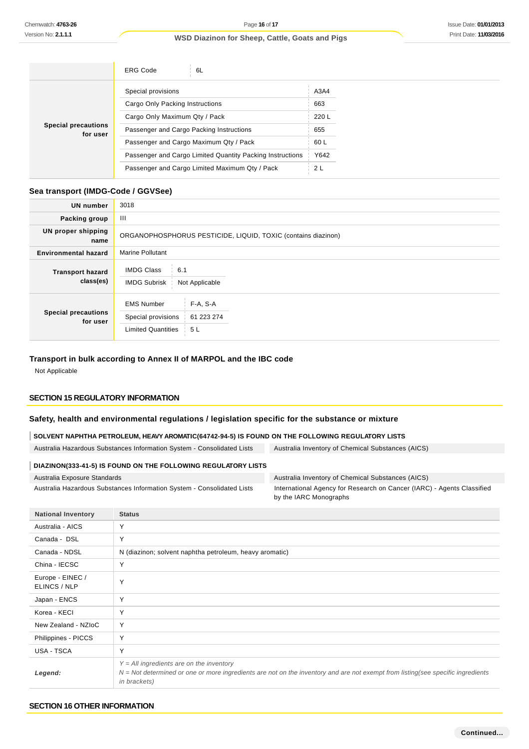|  | ERG Code | 6L |
|---|---|---|
| **Special precautions for user** | Special provisions | A3A4 |
|  | Cargo Only Packing Instructions | 663 |
|  | Cargo Only Maximum Qty / Pack | 220 L |
|  | Passenger and Cargo Packing Instructions | 655 |
|  | Passenger and Cargo Maximum Qty / Pack | 60 L |
|  | Passenger and Cargo Limited Quantity Packing Instructions | Y642 |
|  | Passenger and Cargo Limited Maximum Qty / Pack | 2 L |

### Sea transport (IMDG-Code / GGVSee)

| | |
|---|---|
| **UN number** | 3018 |
| **Packing group** | III |
| **UN proper shipping name** | ORGANOPHOSPHORUS PESTICIDE, LIQUID, TOXIC (contains diazinon) |
| **Environmental hazard** | Marine Pollutant |
| **Transport hazard class(es)** | IMDG Class: 6.1<br>IMDG Subrisk: Not Applicable |
| **Special precautions for user** | EMS Number: F-A, S-A<br>Special provisions: 61 223 274<br>Limited Quantities: 5 L |

### Transport in bulk according to Annex II of MARPOL and the IBC code

Not Applicable

## SECTION 15 REGULATORY INFORMATION

### Safety, health and environmental regulations / legislation specific for the substance or mixture

**SOLVENT NAPHTHA PETROLEUM, HEAVY AROMATIC(64742-94-5) IS FOUND ON THE FOLLOWING REGULATORY LISTS**

| | |
|---|---|
| Australia Hazardous Substances Information System - Consolidated Lists | Australia Inventory of Chemical Substances (AICS) |

**DIAZINON(333-41-5) IS FOUND ON THE FOLLOWING REGULATORY LISTS**

| | |
|---|---|
| Australia Exposure Standards | Australia Inventory of Chemical Substances (AICS) |
| Australia Hazardous Substances Information System - Consolidated Lists | International Agency for Research on Cancer (IARC) - Agents Classified by the IARC Monographs |

| National Inventory | Status |
|---|---|
| Australia - AICS | Y |
| Canada - DSL | Y |
| Canada - NDSL | N (diazinon; solvent naphtha petroleum, heavy aromatic) |
| China - IECSC | Y |
| Europe - EINEC / ELINCS / NLP | Y |
| Japan - ENCS | Y |
| Korea - KECI | Y |
| New Zealand - NZIoC | Y |
| Philippines - PICCS | Y |
| USA - TSCA | Y |
| ***Legend:*** | *Y = All ingredients are on the inventory*<br>*N = Not determined or one or more ingredients are not on the inventory and are not exempt from listing(see specific ingredients in brackets)* |

## SECTION 16 OTHER INFORMATION

Continued...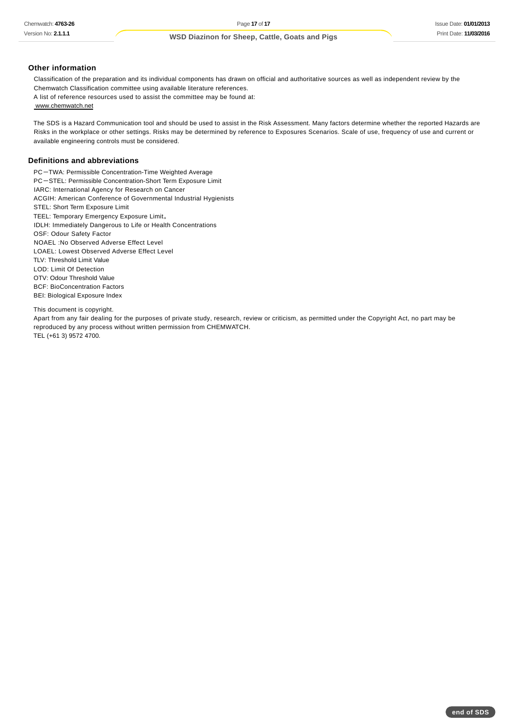## Other information

Classification of the preparation and its individual components has drawn on official and authoritative sources as well as independent review by the Chemwatch Classification committee using available literature references.
A list of reference resources used to assist the committee may be found at:
www.chemwatch.net

The SDS is a Hazard Communication tool and should be used to assist in the Risk Assessment. Many factors determine whether the reported Hazards are Risks in the workplace or other settings. Risks may be determined by reference to Exposures Scenarios. Scale of use, frequency of use and current or available engineering controls must be considered.

## Definitions and abbreviations

PC－TWA: Permissible Concentration-Time Weighted Average
PC－STEL: Permissible Concentration-Short Term Exposure Limit
IARC: International Agency for Research on Cancer
ACGIH: American Conference of Governmental Industrial Hygienists
STEL: Short Term Exposure Limit
TEEL: Temporary Emergency Exposure Limit。
IDLH: Immediately Dangerous to Life or Health Concentrations
OSF: Odour Safety Factor
NOAEL :No Observed Adverse Effect Level
LOAEL: Lowest Observed Adverse Effect Level
TLV: Threshold Limit Value
LOD: Limit Of Detection
OTV: Odour Threshold Value
BCF: BioConcentration Factors
BEI: Biological Exposure Index

This document is copyright.
Apart from any fair dealing for the purposes of private study, research, review or criticism, as permitted under the Copyright Act, no part may be reproduced by any process without written permission from CHEMWATCH.
TEL (+61 3) 9572 4700.

end of SDS